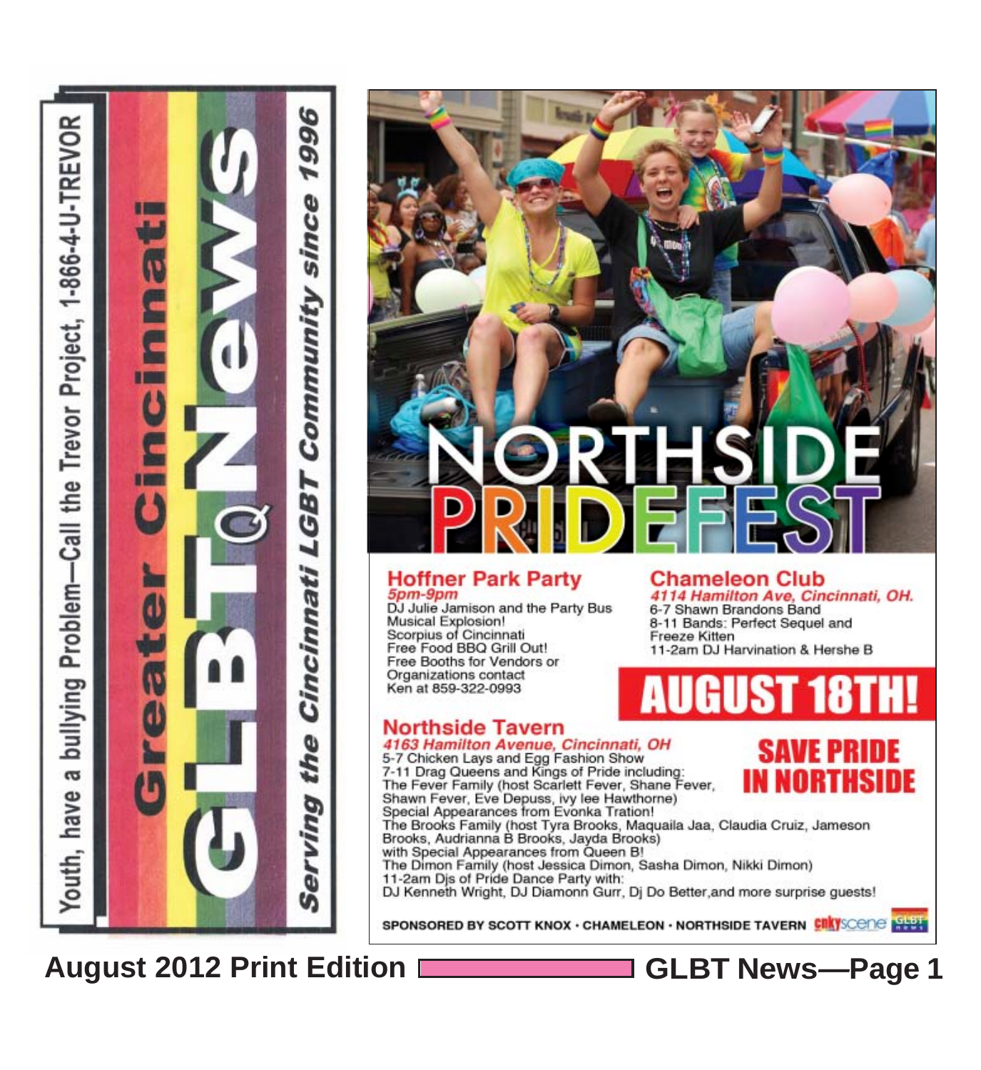Youth, have a bullying Problem—Call the Trevor Project, 1-866-4-U-TREVOR

# Greater Cincinnati GLBTQ News

*Serving the Cincinnati LGBT Community since 1996*

# NORTHSIDE PRIDEFEST

## Hoffner Park Party

*5pm-9pm*

DJ Julie Jamison and the Party Bus Musical Explosion!
Scorpius of Cincinnati
Free Food BBQ Grill Out!
Free Booths for Vendors or Organizations contact Ken at 859-322-0993

## Chameleon Club

*4114 Hamilton Ave, Cincinnati, OH.*

6-7 Shawn Brandons Band
8-11 Bands: Perfect Sequel and Freeze Kitten
11-2am DJ Harvination & Hershe B

# AUGUST 18TH!

## Northside Tavern

*4163 Hamilton Avenue, Cincinnati, OH*

5-7 Chicken Lays and Egg Fashion Show
7-11 Drag Queens and Kings of Pride including:
The Fever Family (host Scarlett Fever, Shane Fever, Shawn Fever, Eve Depuss, ivy lee Hawthorne)
Special Appearances from Evonka Tration!
The Brooks Family (host Tyra Brooks, Maquaila Jaa, Claudia Cruiz, Jameson Brooks, Audrianna B Brooks, Jayda Brooks)
with Special Appearances from Queen B!
The Dimon Family (host Jessica Dimon, Sasha Dimon, Nikki Dimon)
11-2am Djs of Pride Dance Party with:
DJ Kenneth Wright, DJ Diamonn Gurr, Dj Do Better,and more surprise guests!

**SAVE PRIDE IN NORTHSIDE**

SPONSORED BY SCOTT KNOX · CHAMELEON · NORTHSIDE TAVERN cnkyscene GLBT NEWS

August 2012 Print Edition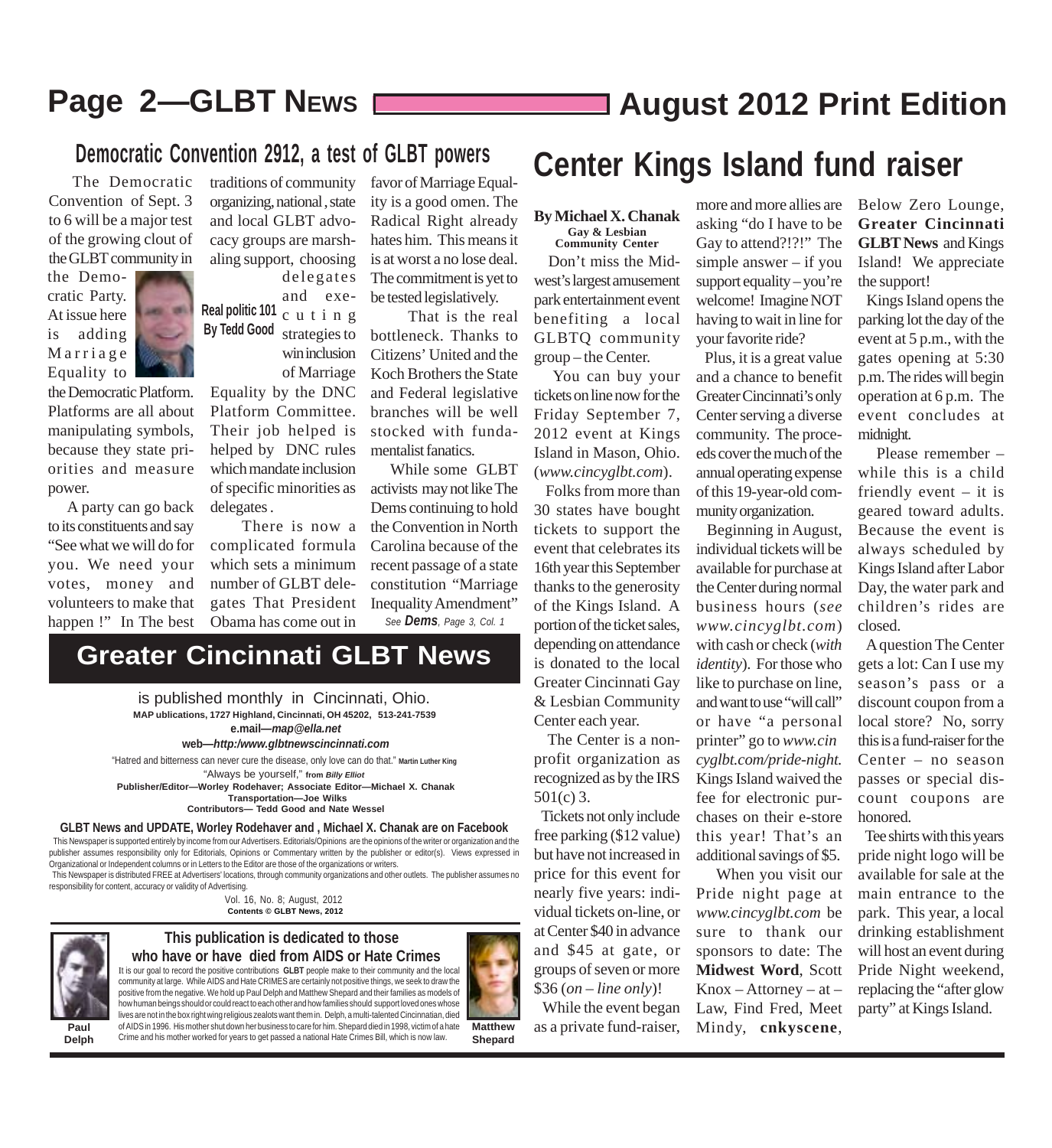## Democratic Convention 2912, a test of GLBT powers

**Real politic 101**
**By Tedd Good**

The Democratic Convention of Sept. 3 to 6 will be a major test of the growing clout of the GLBT community in the Democratic Party. At issue here is adding Marriage Equality to the Democratic Platform. Platforms are all about manipulating symbols, because they state priorities and measure power.

A party can go back to its constituents and say "See what we will do for you. We need your votes, money and volunteers to make that happen !" In The best traditions of community organizing, national , state and local GLBT advocacy groups are marshaling support, choosing delegates and executing strategies to win inclusion of Marriage Equality by the DNC Platform Committee. Their job helped is helped by DNC rules which mandate inclusion of specific minorities as delegates .

There is now a complicated formula which sets a minimum number of GLBT delegates That President Obama has come out in favor of Marriage Equality is a good omen. The Radical Right already hates him. This means it is at worst a no lose deal. The commitment is yet to be tested legislatively.

That is the real bottleneck. Thanks to Citizens' United and the Koch Brothers the State and Federal legislative branches will be well stocked with fundamentalist fanatics.

While some GLBT activists may not like The Dems continuing to hold the Convention in North Carolina because of the recent passage of a state constitution "Marriage Inequality Amendment"

*See* ***Dems****, Page 3, Col. 1*

## Greater Cincinnati GLBT News

is published monthly in Cincinnati, Ohio.

**MAP ublications, 1727 Highland, Cincinnati, OH 45202, 513-241-7539**

**e.mail—*map@ella.net***

**web—*http:/www.glbtnewscincinnati.com***

"Hatred and bitterness can never cure the disease, only love can do that." **Martin Luther King**

"Always be yourself," **from *Billy Elliot***

**Publisher/Editor—Worley Rodehaver; Associate Editor—Michael X. Chanak**

**Transportation—Joe Wilks**

**Contributors— Tedd Good and Nate Wessel**

**GLBT News and UPDATE, Worley Rodehaver and , Michael X. Chanak are on Facebook**

This Newspaper is supported entirely by income from our Advertisers. Editorials/Opinions are the opinions of the writer or organization and the publisher assumes responsibility only for Editorials, Opinions or Commentary written by the publisher or editor(s). Views expressed in Organizational or Independent columns or in Letters to the Editor are those of the organizations or writers.

This Newspaper is distributed FREE at Advertisers' locations, through community organizations and other outlets. The publisher assumes no responsibility for content, accuracy or validity of Advertising.

Vol. 16, No. 8; August, 2012

**Contents © GLBT News, 2012**

### This publication is dedicated to those who have or have died from AIDS or Hate Crimes

It is our goal to record the positive contributions **GLBT** people make to their community and the local community at large. While AIDS and Hate CRIMES are certainly not positive things, we seek to draw the positive from the negative. We hold up Paul Delph and Matthew Shepard and their families as models of how human beings should or could react to each other and how families should support loved ones whose lives are not in the box right wing religious zealots want them in. Delph, a multi-talented Cincinnatian, died of AIDS in 1996. His mother shut down her business to care for him. Shepard died in 1998, victim of a hate Crime and his mother worked for years to get passed a national Hate Crimes Bill, which is now law.

**Paul Delph**

**Matthew Shepard**

# Center Kings Island fund raiser

**By Michael X. Chanak**
**Gay & Lesbian Community Center**

Don't miss the Midwest's largest amusement park entertainment event benefiting a local GLBTQ community group – the Center.

You can buy your tickets on line now for the Friday September 7, 2012 event at Kings Island in Mason, Ohio. (*www.cincyglbt.com*).

Folks from more than 30 states have bought tickets to support the event that celebrates its 16th year this September thanks to the generosity of the Kings Island. A portion of the ticket sales, depending on attendance is donated to the local Greater Cincinnati Gay & Lesbian Community Center each year.

The Center is a nonprofit organization as recognized as by the IRS 501(c) 3.

Tickets not only include free parking ($12 value) but have not increased in price for this event for nearly five years: individual tickets on-line, or at Center $40 in advance and $45 at gate, or groups of seven or more $36 (*on – line only*)!

While the event began as a private fund-raiser, more and more allies are asking "do I have to be Gay to attend?!?!" The simple answer – if you support equality – you're welcome! Imagine NOT having to wait in line for your favorite ride?

Plus, it is a great value and a chance to benefit Greater Cincinnati's only Center serving a diverse community. The proceeds cover the much of the annual operating expense of this 19-year-old community organization.

Beginning in August, individual tickets will be available for purchase at the Center during normal business hours (*see www.cincyglbt.com*) with cash or check (*with identity*). For those who like to purchase on line, and want to use "will call" or have "a personal printer" go to *www.cincyglbt.com/pride-night.* Kings Island waived the fee for electronic purchases on their e-store this year! That's an additional savings of $5.

When you visit our Pride night page at *www.cincyglbt.com* be sure to thank our sponsors to date: The **Midwest Word**, Scott Knox – Attorney – at – Law, Find Fred, Meet Mindy, **cnkyscene**, Below Zero Lounge, **Greater Cincinnati GLBT News** and Kings Island! We appreciate the support!

Kings Island opens the parking lot the day of the event at 5 p.m., with the gates opening at 5:30 p.m. The rides will begin operation at 6 p.m. The event concludes at midnight.

Please remember – while this is a child friendly event – it is geared toward adults. Because the event is always scheduled by Kings Island after Labor Day, the water park and children's rides are closed.

A question The Center gets a lot: Can I use my season's pass or a discount coupon from a local store? No, sorry this is a fund-raiser for the Center – no season passes or special discount coupons are honored.

Tee shirts with this years pride night logo will be available for sale at the main entrance to the park. This year, a local drinking establishment will host an event during Pride Night weekend, replacing the "after glow party" at Kings Island.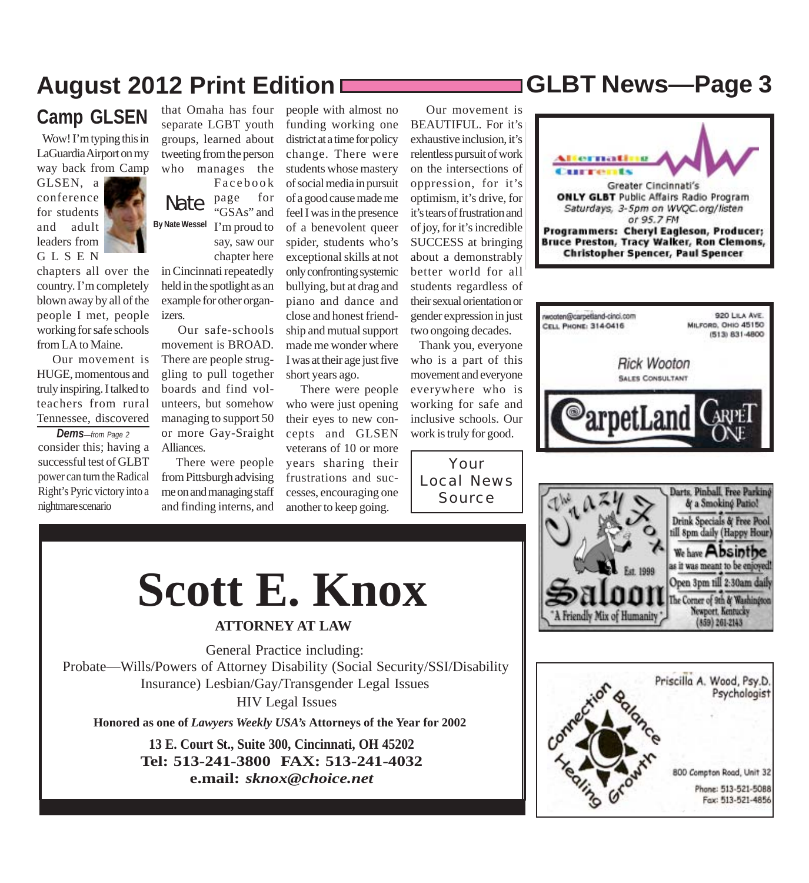## Camp GLSEN

**Nate**

By Nate Wessel

Wow! I'm typing this in LaGuardia Airport on my way back from Camp GLSEN, a conference for students and adult leaders from GLSEN chapters all over the country. I'm completely blown away by all of the people I met, people working for safe schools from LA to Maine.

Our movement is HUGE, momentous and truly inspiring. I talked to teachers from rural Tennessee, discovered that Omaha has four separate LGBT youth groups, learned about tweeting from the person who manages the Facebook page for "GSAs" and I'm proud to say, saw our chapter here in Cincinnati repeatedly held in the spotlight as an example for other organizers.

Our safe-schools movement is BROAD. There are people struggling to pull together boards and find volunteers, but somehow managing to support 50 or more Gay-Sraight Alliances.

There were people from Pittsburgh advising me on and managing staff and finding interns, and people with almost no funding working one district at a time for policy change. There were students whose mastery of social media in pursuit of a good cause made me feel I was in the presence of a benevolent queer spider, students who's exceptional skills at not only confronting systemic bullying, but at drag and piano and dance and close and honest friendship and mutual support made me wonder where I was at their age just five short years ago.

There were people who were just opening their eyes to new concepts and GLSEN veterans of 10 or more years sharing their frustrations and successes, encouraging one another to keep going.

Our movement is BEAUTIFUL. For it's exhaustive inclusion, it's relentless pursuit of work on the intersections of oppression, for it's optimism, it's drive, for it's tears of frustration and of joy, for it's incredible SUCCESS at bringing about a demonstrably better world for all students regardless of their sexual orientation or gender expression in just two ongoing decades.

Thank you, everyone who is a part of this movement and everyone everywhere who is working for safe and inclusive schools. Our work is truly for good.

**Dems**—*from Page 2*

consider this; having a successful test of GLBT power can turn the Radical Right's Pyric victory into a nightmare scenario

Your Local News Source

---

# Scott E. Knox

**ATTORNEY AT LAW**

General Practice including:
Probate—Wills/Powers of Attorney Disability (Social Security/SSI/Disability Insurance) Lesbian/Gay/Transgender Legal Issues
HIV Legal Issues

**Honored as one of *Lawyers Weekly USA's* Attorneys of the Year for 2002**

**13 E. Court St., Suite 300, Cincinnati, OH 45202**
**Tel: 513-241-3800 FAX: 513-241-4032**
**e.mail: *sknox@choice.net***

---

Alternative Currents

Greater Cincinnati's **ONLY GLBT** Public Affairs Radio Program
*Saturdays, 3-5pm on WVQC.org/listen or 95.7 FM*

**Programmers: Cheryl Eagleson, Producer; Bruce Preston, Tracy Walker, Ron Clemons, Christopher Spencer, Paul Spencer**

---

rwooten@carpetland-cinci.com
CELL PHONE: 314-0416

920 LILA AVE.
MILFORD, OHIO 45150
(513) 831-4800

Rick Wooton
SALES CONSULTANT

CarpetLand Carpet One

---

The Crazy Fox Saloon
Est. 1999
"A Friendly Mix of Humanity"

Darts, Pinball, Free Parking & a Smoking Patio!
Drink Specials & Free Pool till 8pm daily (Happy Hour)
We have Absinthe as it was meant to be enjoyed!
Open 3pm till 2:30am daily
The Corner of 9th & Washington
Newport, Kentucky
(859) 261-2143

---

Connection Balance Healing Growth

Priscilla A. Wood, Psy.D.
Psychologist

800 Compton Road, Unit 32
Phone: 513-521-5088
Fax: 513-521-4856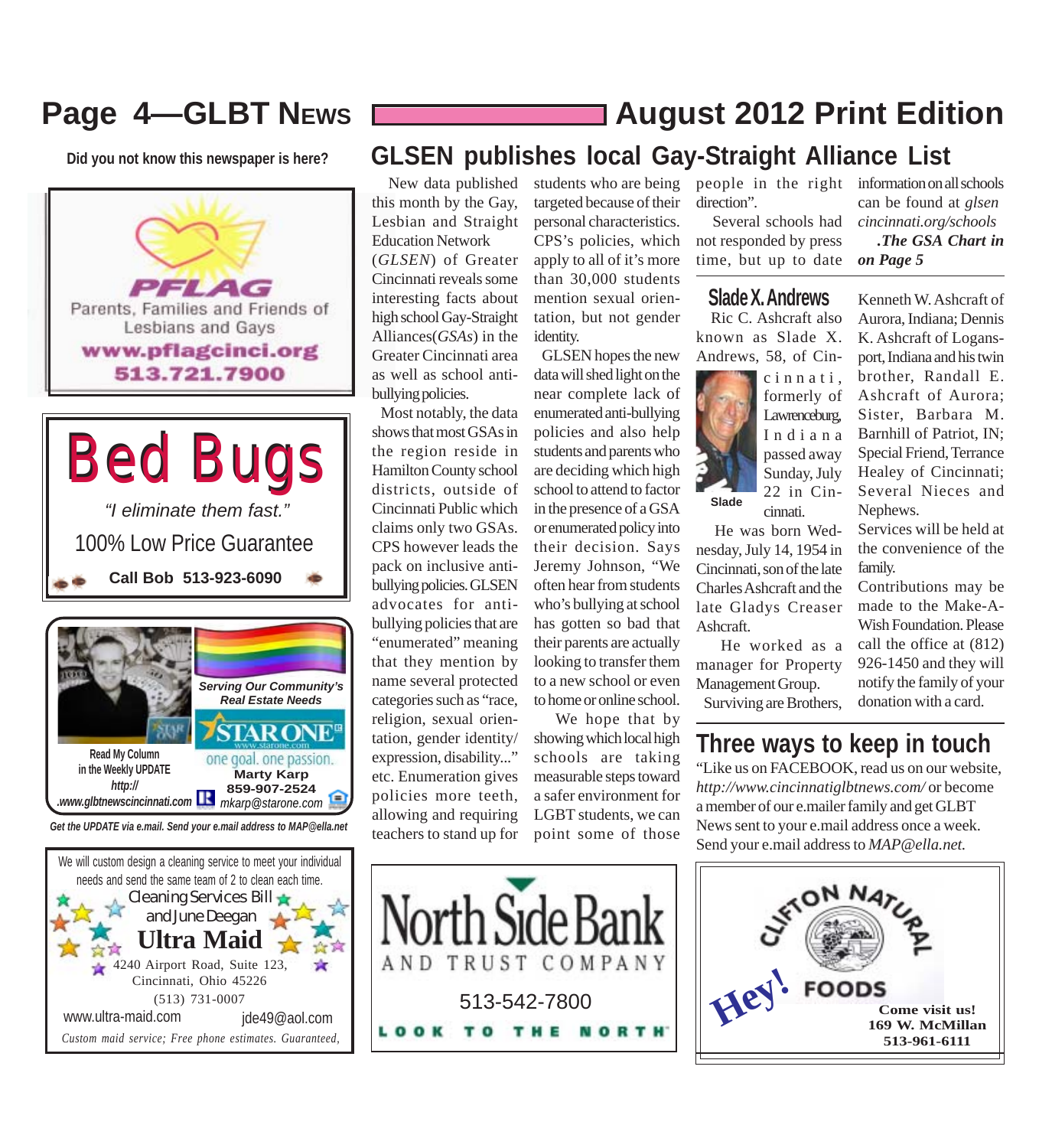# GLSEN publishes local Gay-Straight Alliance List

New data published this month by the Gay, Lesbian and Straight Education Network (*GLSEN*) of Greater Cincinnati reveals some interesting facts about high school Gay-Straight Alliances(*GSAs*) in the Greater Cincinnati area as well as school anti-bullying policies.

Most notably, the data shows that most GSAs in the region reside in Hamilton County school districts, outside of Cincinnati Public which claims only two GSAs. CPS however leads the pack on inclusive anti-bullying policies. GLSEN advocates for anti-bullying policies that are "enumerated" meaning that they mention by name several protected categories such as "race, religion, sexual orientation, gender identity/ expression, disability..." etc. Enumeration gives policies more teeth, allowing and requiring teachers to stand up for students who are being targeted because of their personal characteristics. CPS's policies, which apply to all of it's more than 30,000 students mention sexual orientation, but not gender identity.

GLSEN hopes the new data will shed light on the near complete lack of enumerated anti-bullying policies and also help students and parents who are deciding which high school to attend to factor in the presence of a GSA or enumerated policy into their decision. Says Jeremy Johnson, "We often hear from students who's bullying at school has gotten so bad that their parents are actually looking to transfer them to a new school or even to home or online school.

We hope that by showing which local high schools are taking measurable steps toward a safer environment for LGBT students, we can point some of those people in the right direction".

Several schools had not responded by press time, but up to date information on all schools can be found at *glsen cincinnati.org/schools*

***.The GSA Chart in on Page 5***

## Slade X. Andrews

Ric C. Ashcraft also known as Slade X. Andrews, 58, of Cincinnati, formerly of Lawrenceburg, Indiana passed away Sunday, July 22 in Cincinnati.

Slade

He was born Wednesday, July 14, 1954 in Cincinnati, son of the late Charles Ashcraft and the late Gladys Creaser Ashcraft.

He worked as a manager for Property Management Group.

Surviving are Brothers, Kenneth W. Ashcraft of Aurora, Indiana; Dennis K. Ashcraft of Logansport, Indiana and his twin brother, Randall E. Ashcraft of Aurora; Sister, Barbara M. Barnhill of Patriot, IN; Special Friend, Terrance Healey of Cincinnati; Several Nieces and Nephews.

Services will be held at the convenience of the family.

Contributions may be made to the Make-A-Wish Foundation. Please call the office at (812) 926-1450 and they will notify the family of your donation with a card.

## Three ways to keep in touch

"Like us on FACEBOOK, read us on our website, *http://www.cincinnatiglbtnews.com/* or become a member of our e.mailer family and get GLBT News sent to your e.mail address once a week. Send your e.mail address to *MAP@ella.net.*

---

**Did you not know this newspaper is here?**

PFLAG
Parents, Families and Friends of Lesbians and Gays
**www.pflagcinci.org**
**513.721.7900**

---

# Bed Bugs

*"I eliminate them fast."*

100% Low Price Guarantee

**Call Bob 513-923-6090**

---

*Serving Our Community's Real Estate Needs*

STAR ONE
www.starone.com
one goal. one passion.
**Marty Karp**
**859-907-2524**
mkarp@starone.com

Read My Column in the Weekly UPDATE
*http:// .www.glbtnewscincinnati.com*

***Get the UPDATE via e.mail. Send your e.mail address to MAP@ella.net***

---

We will custom design a cleaning service to meet your individual needs and send the same team of 2 to clean each time.

Cleaning Services Bill and June Deegan

**Ultra Maid**

4240 Airport Road, Suite 123,
Cincinnati, Ohio 45226
(513) 731-0007
www.ultra-maid.com jde49@aol.com

*Custom maid service; Free phone estimates. Guaranteed,*

---

North Side Bank
AND TRUST COMPANY
513-542-7800
LOOK TO THE NORTH

---

Hey! CLIFTON NATURAL FOODS
**Come visit us!**
**169 W. McMillan**
**513-961-6111**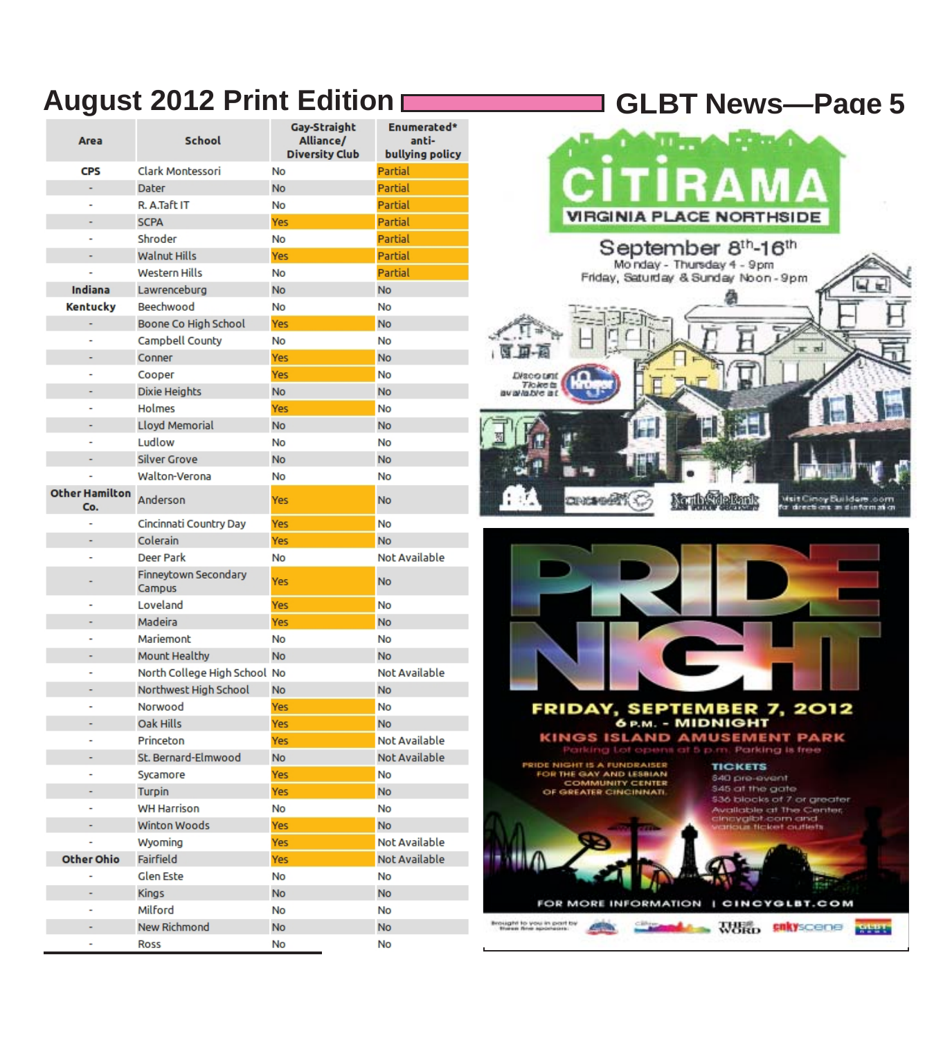| Area | School | Gay-Straight Alliance/ Diversity Club | Enumerated* anti-bullying policy |
|---|---|---|---|
| CPS | Clark Montessori | No | Partial |
| - | Dater | No | Partial |
| - | R. A.Taft IT | No | Partial |
| - | SCPA | Yes | Partial |
| - | Shroder | No | Partial |
| - | Walnut Hills | Yes | Partial |
| - | Western Hills | No | Partial |
| Indiana | Lawrenceburg | No | No |
| Kentucky | Beechwood | No | No |
| - | Boone Co High School | Yes | No |
| - | Campbell County | No | No |
| - | Conner | Yes | No |
| - | Cooper | Yes | No |
| - | Dixie Heights | No | No |
| - | Holmes | Yes | No |
| - | Lloyd Memorial | No | No |
| - | Ludlow | No | No |
| - | Silver Grove | No | No |
| - | Walton-Verona | No | No |
| Other Hamilton Co. | Anderson | Yes | No |
| - | Cincinnati Country Day | Yes | No |
| - | Colerain | Yes | No |
| - | Deer Park | No | Not Available |
| - | Finneytown Secondary Campus | Yes | No |
| - | Loveland | Yes | No |
| - | Madeira | Yes | No |
| - | Mariemont | No | No |
| - | Mount Healthy | No | No |
| - | North College High School | No | Not Available |
| - | Northwest High School | No | No |
| - | Norwood | Yes | No |
| - | Oak Hills | Yes | No |
| - | Princeton | Yes | Not Available |
| - | St. Bernard-Elmwood | No | Not Available |
| - | Sycamore | Yes | No |
| - | Turpin | Yes | No |
| - | WH Harrison | No | No |
| - | Winton Woods | Yes | No |
| - | Wyoming | Yes | Not Available |
| Other Ohio | Fairfield | Yes | Not Available |
| - | Glen Este | No | No |
| - | Kings | No | No |
| - | Milford | No | No |
| - | New Richmond | No | No |
| - | Ross | No | No |

**CITIRAMA**

**VIRGINIA PLACE NORTHSIDE**

September 8th-16th

Monday - Thursday 4 - 9pm

Friday, Saturday & Sunday Noon - 9pm

Discount Tickets available at Kroger

Visit CincyBuilders.com for directions and information

**PRIDE NIGHT**

**FRIDAY, SEPTEMBER 7, 2012**

**6 P.M. - MIDNIGHT**

**KINGS ISLAND AMUSEMENT PARK**

Parking Lot opens at 5 p.m. Parking is free

PRIDE NIGHT IS A FUNDRAISER FOR THE GAY AND LESBIAN COMMUNITY CENTER OF GREATER CINCINNATI.

**TICKETS**

$40 pre-event

$45 at the gate

$36 blocks of 7 or greater

Available at The Center, cincyglbt.com and various ticket outlets

FOR MORE INFORMATION | CINCYGLBT.COM

Brought to you in part by these fine sponsors: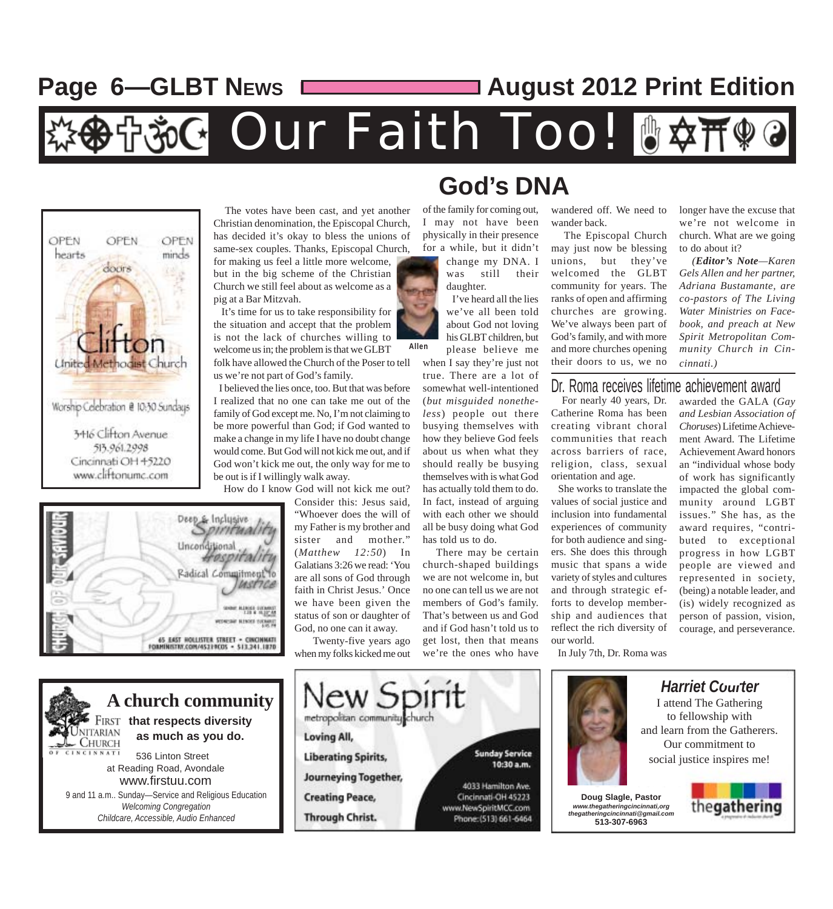# Our Faith Too!

## God's DNA

The votes have been cast, and yet another Christian denomination, the Episcopal Church, has decided it's okay to bless the unions of same-sex couples. Thanks, Episcopal Church, for making us feel a little more welcome, but in the big scheme of the Christian Church we still feel about as welcome as a pig at a Bar Mitzvah.

It's time for us to take responsibility for the situation and accept that the problem is not the lack of churches willing to welcome us in; the problem is that we GLBT folk have allowed the Church of the Poser to tell us we're not part of God's family.

I believed the lies once, too. But that was before I realized that no one can take me out of the family of God except me. No, I'm not claiming to be more powerful than God; if God wanted to make a change in my life I have no doubt change would come. But God will not kick me out, and if God won't kick me out, the only way for me to be out is if I willingly walk away.

How do I know God will not kick me out? Consider this: Jesus said, "Whoever does the will of my Father is my brother and sister and mother." (*Matthew 12:50*) In Galatians 3:26 we read: 'You are all sons of God through faith in Christ Jesus.' Once we have been given the status of son or daughter of God, no one can it away.

Twenty-five years ago when my folks kicked me out of the family for coming out, I may not have been physically in their presence for a while, but it didn't change my DNA. I was still their daughter.

Allen

I've heard all the lies we've all been told about God not loving his GLBT children, but please believe me when I say they're just not true. There are a lot of somewhat well-intentioned (*but misguided nonetheless*) people out there busying themselves with how they believe God feels about us when what they should really be busying themselves with is what God has actually told them to do. In fact, instead of arguing with each other we should all be busy doing what God has told us to do.

There may be certain church-shaped buildings we are not welcome in, but no one can tell us we are not members of God's family. That's between us and God and if God hasn't told us to get lost, then that means we're the ones who have wandered off. We need to wander back.

The Episcopal Church may just now be blessing unions, but they've welcomed the GLBT community for years. The ranks of open and affirming churches are growing. We've always been part of God's family, and with more and more churches opening their doors to us, we no longer have the excuse that we're not welcome in church. What are we going to do about it?

*(**Editor's Note**—Karen Gels Allen and her partner, Adriana Bustamante, are co-pastors of The Living Water Ministries on Facebook, and preach at New Spirit Metropolitan Community Church in Cincinnati.)*

## Dr. Roma receives lifetime achievement award

For nearly 40 years, Dr. Catherine Roma has been creating vibrant choral communities that reach across barriers of race, religion, class, sexual orientation and age.

She works to translate the values of social justice and inclusion into fundamental experiences of community for both audience and singers. She does this through music that spans a wide variety of styles and cultures and through strategic efforts to develop membership and audiences that reflect the rich diversity of our world.

In July 7th, Dr. Roma was awarded the GALA (*Gay and Lesbian Association of Choruses*) Lifetime Achievement Award. The Lifetime Achievement Award honors an "individual whose body of work has significantly impacted the global community around LGBT issues." She has, as the award requires, "contributed to exceptional progress in how LGBT people are viewed and represented in society, (being) a notable leader, and (is) widely recognized as person of passion, vision, courage, and perseverance.

---

OPEN hearts OPEN doors OPEN minds

Clifton United Methodist Church

Worship Celebration @ 10:30 Sundays

3416 Clifton Avenue
513.961.2998
Cincinnati OH 45220
www.cliftonumc.com

---

Church of Our Saviour

Deep & Inclusive Spirituality
Unconditional Hospitality
Radical Commitment to Justice

65 East Hollister Street • Cincinnati
FORMINISTRY.COM/45219COS • 513.241.1870

---

**A church community that respects diversity as much as you do.**

First Unitarian Church of Cincinnati

536 Linton Street
at Reading Road, Avondale
www.firstuu.com

9 and 11 a.m.. Sunday—Service and Religious Education
*Welcoming Congregation*
*Childcare, Accessible, Audio Enhanced*

---

New Spirit metropolitan community church

Loving All,
Liberating Spirits,
Journeying Together,
Creating Peace,
Through Christ.

**Sunday Service 10:30 a.m.**

4033 Hamilton Ave.
Cincinnati-OH 45223
www.NewSpiritMCC.com
Phone: (513) 661-6464

---

***Harriet Courter***

I attend The Gathering to fellowship with and learn from the Gatherers. Our commitment to social justice inspires me!

**Doug Slagle, Pastor**
*www.thegatheringcincinnati,org*
*thegatheringcincinnati@gmail.com*
**513-307-6963**

thegathering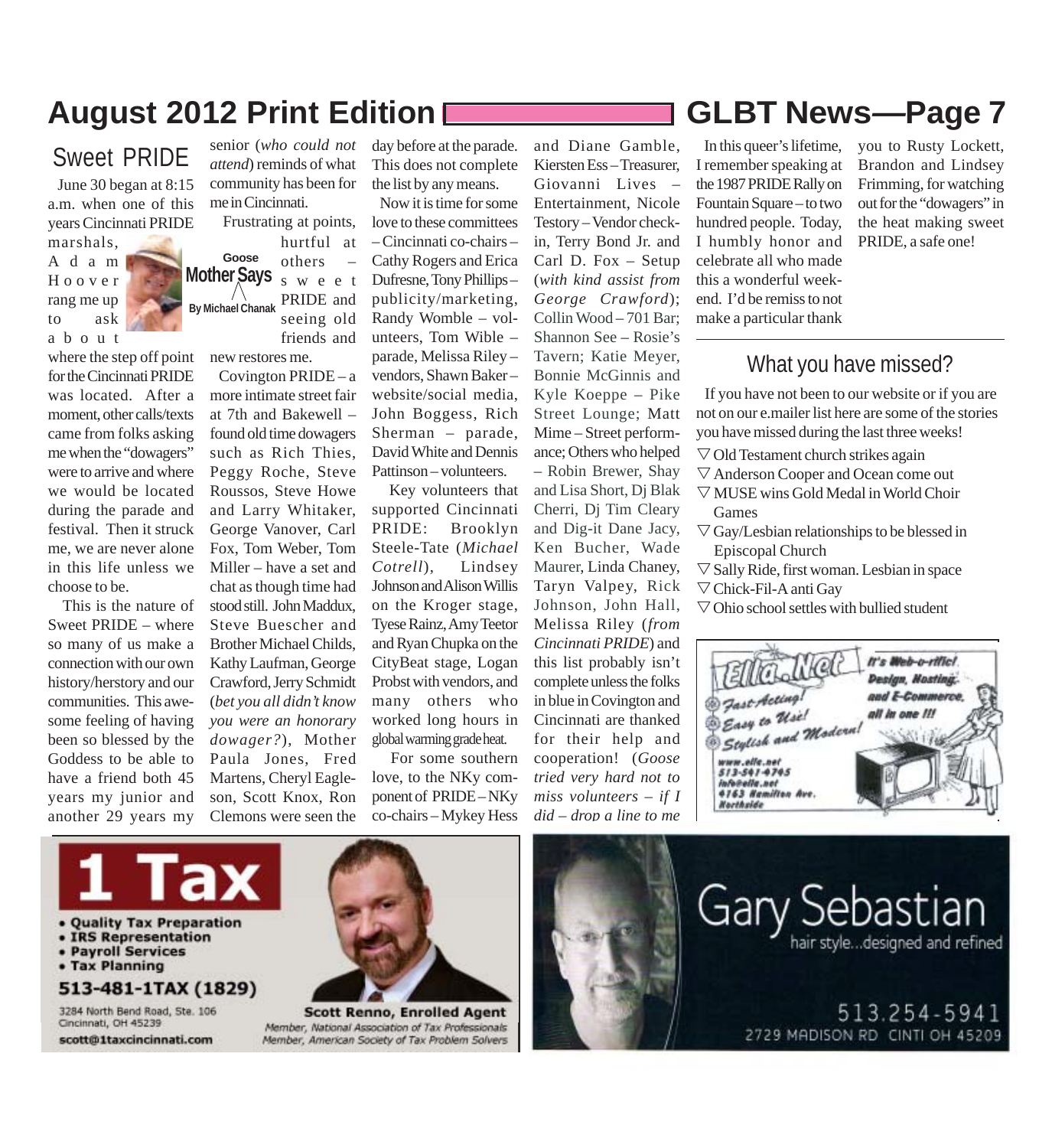## Sweet PRIDE

**Goose Mother Says**
By Michael Chanak

June 30 began at 8:15 a.m. when one of this years Cincinnati PRIDE marshals, Adam Hoover rang me up to ask about where the step off point for the Cincinnati PRIDE was located. After a moment, other calls/texts came from folks asking me when the "dowagers" were to arrive and where we would be located during the parade and festival. Then it struck me, we are never alone in this life unless we choose to be.

This is the nature of Sweet PRIDE – where so many of us make a connection with our own history/herstory and our communities. This awe-some feeling of having been so blessed by the Goddess to be able to have a friend both 45 years my junior and another 29 years my senior (*who could not attend*) reminds of what community has been for me in Cincinnati.

Frustrating at points, hurtful at others – sweet PRIDE and seeing old friends and new restores me.

Covington PRIDE – a more intimate street fair at 7th and Bakewell – found old time dowagers such as Rich Thies, Peggy Roche, Steve Roussos, Steve Howe and Larry Whitaker, George Vanover, Carl Fox, Tom Weber, Tom Miller – have a set and chat as though time had stood still. John Maddux, Steve Buescher and Brother Michael Childs, Kathy Laufman, George Crawford, Jerry Schmidt (*bet you all didn't know you were an honorary dowager?*), Mother Paula Jones, Fred Martens, Cheryl Eagleson, Scott Knox, Ron Clemons were seen the day before at the parade. This does not complete the list by any means.

Now it is time for some love to these committees – Cincinnati co-chairs – Cathy Rogers and Erica Dufresne, Tony Phillips – publicity/marketing, Randy Womble – volunteers, Tom Wible – parade, Melissa Riley – vendors, Shawn Baker – website/social media, John Boggess, Rich Sherman – parade, David White and Dennis Pattinson – volunteers.

Key volunteers that supported Cincinnati PRIDE: Brooklyn Steele-Tate (*Michael Cotrell*), Lindsey Johnson and Alison Willis on the Kroger stage, Tyese Rainz, Amy Teetor and Ryan Chupka on the CityBeat stage, Logan Probst with vendors, and many others who worked long hours in global warming grade heat.

For some southern love, to the NKy component of PRIDE – NKy co-chairs – Mykey Hess and Diane Gamble, Kiersten Ess – Treasurer, Giovanni Lives – Entertainment, Nicole Testory – Vendor check-in, Terry Bond Jr. and Carl D. Fox – Setup (*with kind assist from George Crawford*); Collin Wood – 701 Bar; Shannon See – Rosie's Tavern; Katie Meyer, Bonnie McGinnis and Kyle Koeppe – Pike Street Lounge; Matt Mime – Street performance; Others who helped – Robin Brewer, Shay and Lisa Short, Dj Blak Cherri, Dj Tim Cleary and Dig-it Dane Jacy, Ken Bucher, Wade Maurer, Linda Chaney, Taryn Valpey, Rick Johnson, John Hall, Melissa Riley (*from Cincinnati PRIDE*) and this list probably isn't complete unless the folks in blue in Covington and Cincinnati are thanked for their help and cooperation! (*Goose tried very hard not to miss volunteers – if I did – drop a line to me*)

In this queer's lifetime, I remember speaking at the 1987 PRIDE Rally on Fountain Square – to two hundred people. Today, I humbly honor and celebrate all who made this a wonderful weekend. I'd be remiss to not make a particular thank you to Rusty Lockett, Brandon and Lindsey Frimming, for watching out for the "dowagers" in the heat making sweet PRIDE, a safe one!

## What you have missed?

If you have not been to our website or if you are not on our e.mailer list here are some of the stories you have missed during the last three weeks!

- Old Testament church strikes again
- Anderson Cooper and Ocean come out
- MUSE wins Gold Medal in World Choir Games
- Gay/Lesbian relationships to be blessed in Episcopal Church
- Sally Ride, first woman. Lesbian in space
- Chick-Fil-A anti Gay
- Ohio school settles with bullied student

**Ella.Net** — It's Web-o-riffic! Design, Hosting, and E-Commerce, all in one !!! Fast Acting! Easy to Use! Stylish and Modern! www.elle.net 513-541-4745 info@elle.net 4163 Hamilton Ave. Northside

**1 Tax**
- Quality Tax Preparation
- IRS Representation
- Payroll Services
- Tax Planning

513-481-1TAX (1829)
3284 North Bend Road, Ste. 106 Cincinnati, OH 45239
scott@1taxcincinnati.com

Scott Renno, Enrolled Agent
Member, National Association of Tax Professionals
Member, American Society of Tax Problem Solvers

**Gary Sebastian**
hair style...designed and refined
513.254-5941
2729 MADISON RD CINTI OH 45209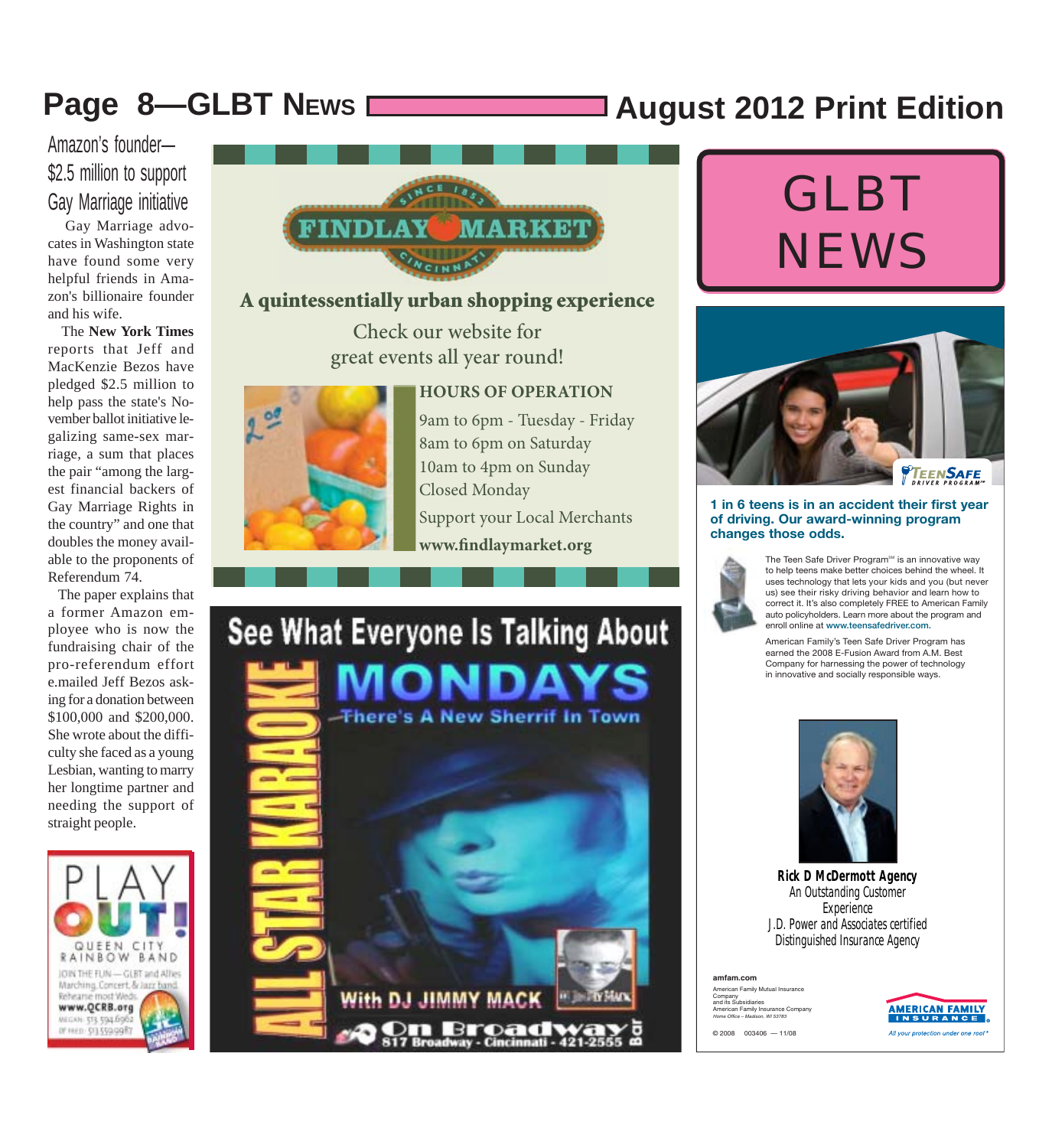## Amazon's founder—$2.5 million to support Gay Marriage initiative

Gay Marriage advocates in Washington state have found some very helpful friends in Amazon's billionaire founder and his wife.

The **New York Times** reports that Jeff and MacKenzie Bezos have pledged $2.5 million to help pass the state's November ballot initiative legalizing same-sex marriage, a sum that places the pair "among the largest financial backers of Gay Marriage Rights in the country" and one that doubles the money available to the proponents of Referendum 74.

The paper explains that a former Amazon employee who is now the fundraising chair of the pro-referendum effort e.mailed Jeff Bezos asking for a donation between $100,000 and $200,000. She wrote about the difficulty she faced as a young Lesbian, wanting to marry her longtime partner and needing the support of straight people.

PLAY OUT!

QUEEN CITY RAINBOW BAND

JOIN THE FUN—GLBT and Allies Marching, Concert, & Jazz band. Rehearse most Weds.

www.QCRB.org

MEGAN: 513.594.6962

or FRED: 513.559.0987

FINDLAY MARKET — SINCE 1852 — CINCINNATI

**A quintessentially urban shopping experience**

Check our website for great events all year round!

**HOURS OF OPERATION**

9am to 6pm - Tuesday - Friday
8am to 6pm on Saturday
10am to 4pm on Sunday
Closed Monday

Support your Local Merchants

**www.findlaymarket.org**

See What Everyone Is Talking About

ALL STAR KARAOKE

MONDAYS

—There's A New Sherrif In Town

With DJ JIMMY MACK

On Broadway Bar

817 Broadway - Cincinnati - 421-2555

# GLBT NEWS

TEENSAFE DRIVER PROGRAM

**1 in 6 teens is in an accident their first year of driving. Our award-winning program changes those odds.**

The Teen Safe Driver Program℠ is an innovative way to help teens make better choices behind the wheel. It uses technology that lets your kids and you (but never us) see their risky driving behavior and learn how to correct it. It's also completely FREE to American Family auto policyholders. Learn more about the program and enroll online at www.teensafedriver.com.

American Family's Teen Safe Driver Program has earned the 2008 E-Fusion Award from A.M. Best Company for harnessing the power of technology in innovative and socially responsible ways.

**Rick D McDermott Agency**
An Outstanding Customer Experience
J.D. Power and Associates certified Distinguished Insurance Agency

**amfam.com**

American Family Mutual Insurance Company
and its Subsidiaries
American Family Insurance Company
*Home Office – Madison, WI 53783*

© 2008 003406 — 11/08

AMERICAN FAMILY INSURANCE

*All your protection under one roof®*